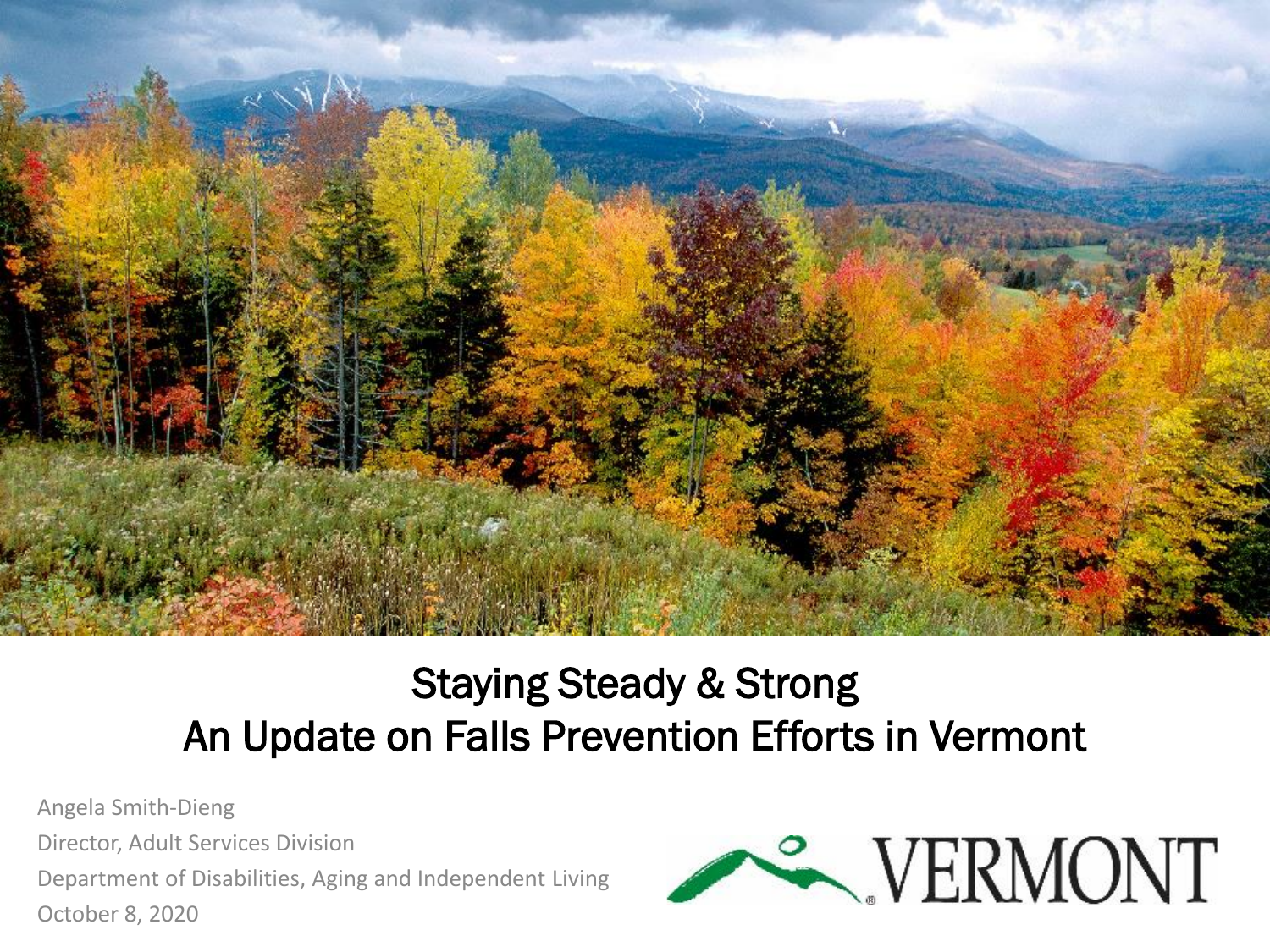# Staying Steady & Strong
# An Update on Falls Prevention Efforts in Vermont

Angela Smith-Dieng

Director, Adult Services Division

Department of Disabilities, Aging and Independent Living

October 8, 2020

VERMONT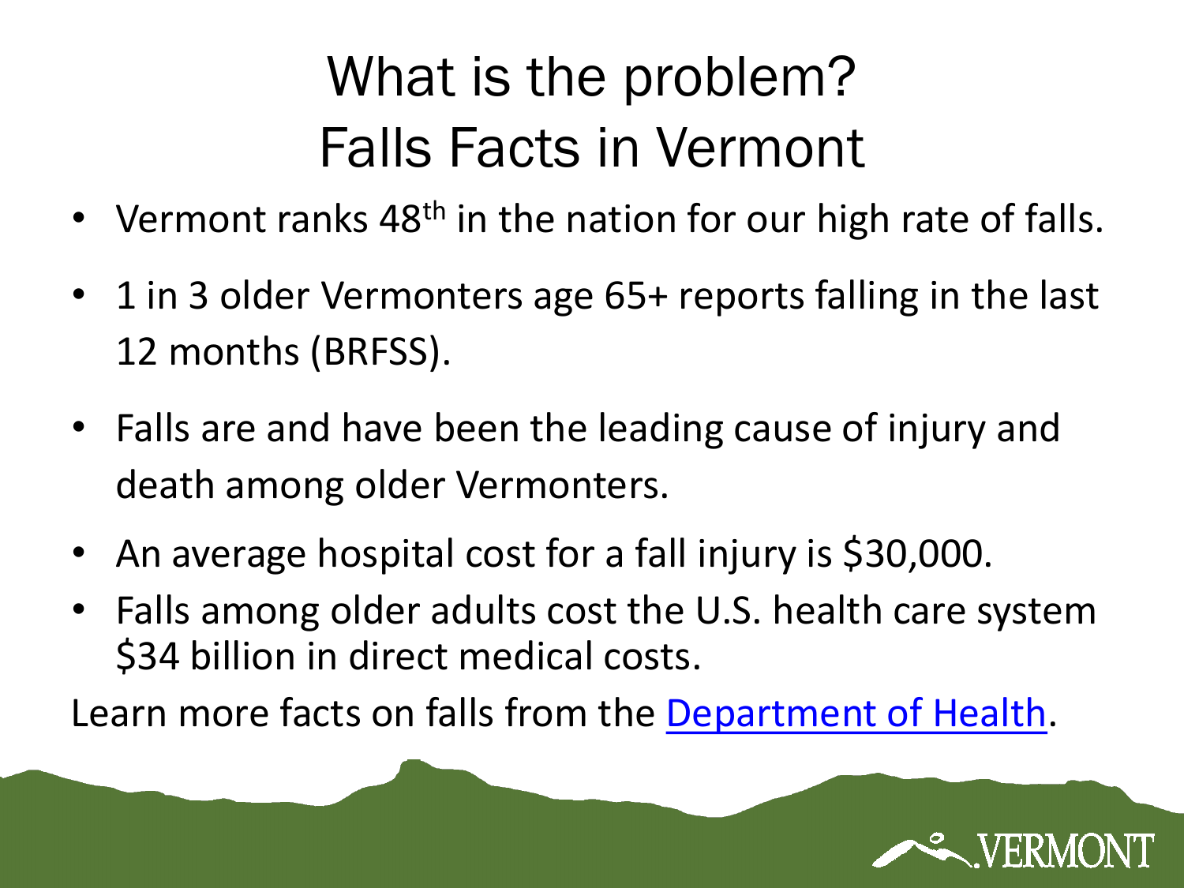# What is the problem?
# Falls Facts in Vermont

- Vermont ranks 48th in the nation for our high rate of falls.
- 1 in 3 older Vermonters age 65+ reports falling in the last 12 months (BRFSS).
- Falls are and have been the leading cause of injury and death among older Vermonters.
- An average hospital cost for a fall injury is $30,000.
- Falls among older adults cost the U.S. health care system $34 billion in direct medical costs.

Learn more facts on falls from the Department of Health.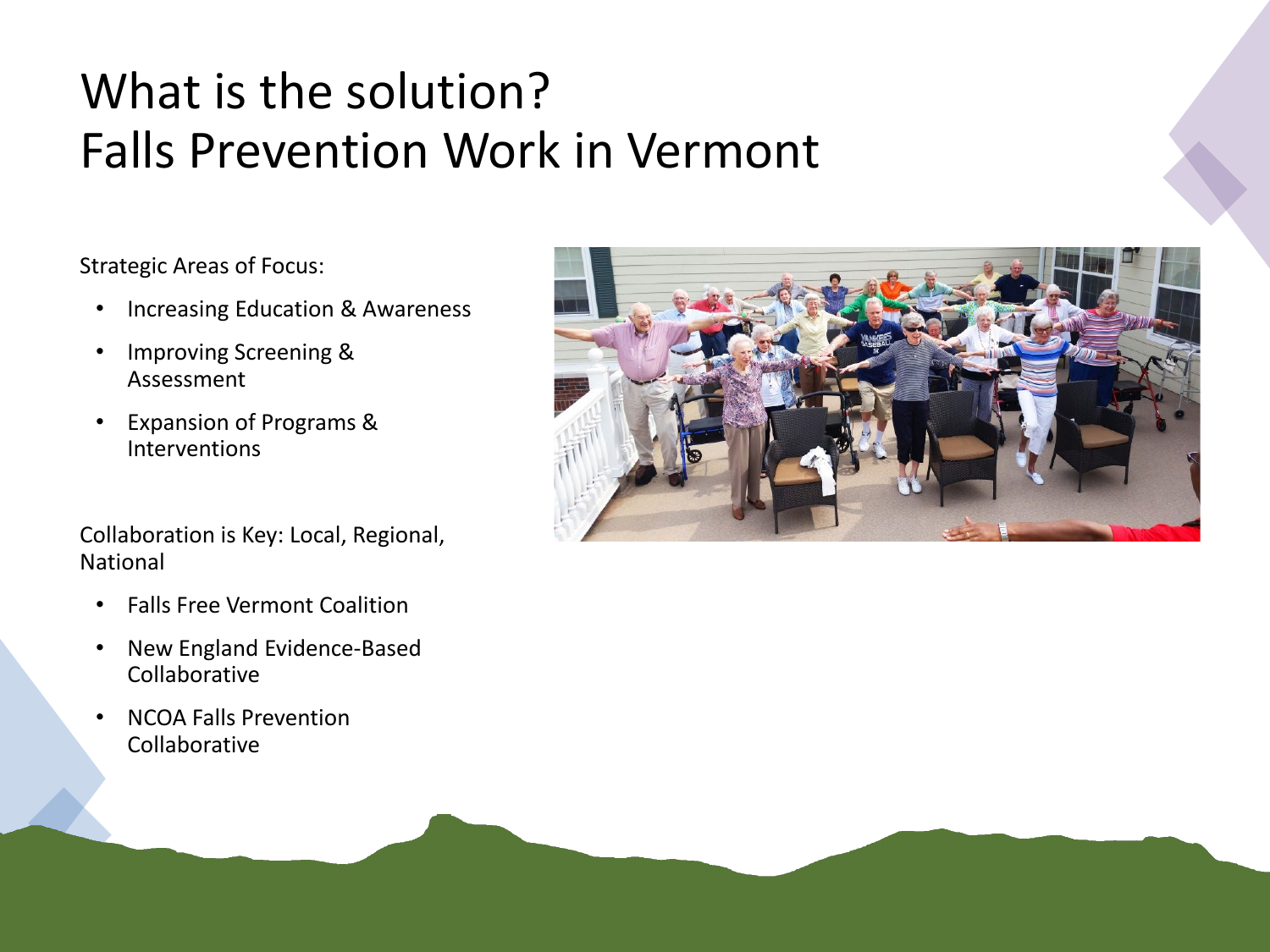# What is the solution? Falls Prevention Work in Vermont

Strategic Areas of Focus:

- Increasing Education & Awareness
- Improving Screening & Assessment
- Expansion of Programs & Interventions

Collaboration is Key: Local, Regional, National

- Falls Free Vermont Coalition
- New England Evidence-Based Collaborative
- NCOA Falls Prevention Collaborative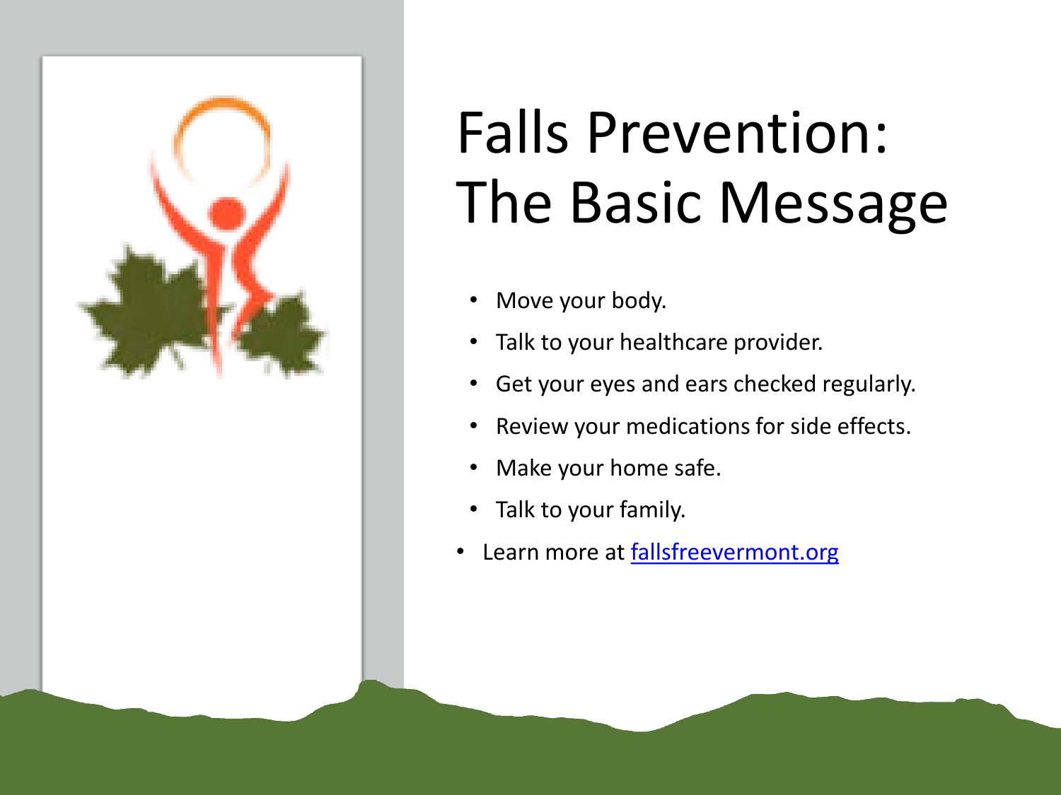# Falls Prevention: The Basic Message

  - Move your body.
  - Talk to your healthcare provider.
  - Get your eyes and ears checked regularly.
  - Review your medications for side effects.
  - Make your home safe.
  - Talk to your family.
- Learn more at fallsfreevermont.org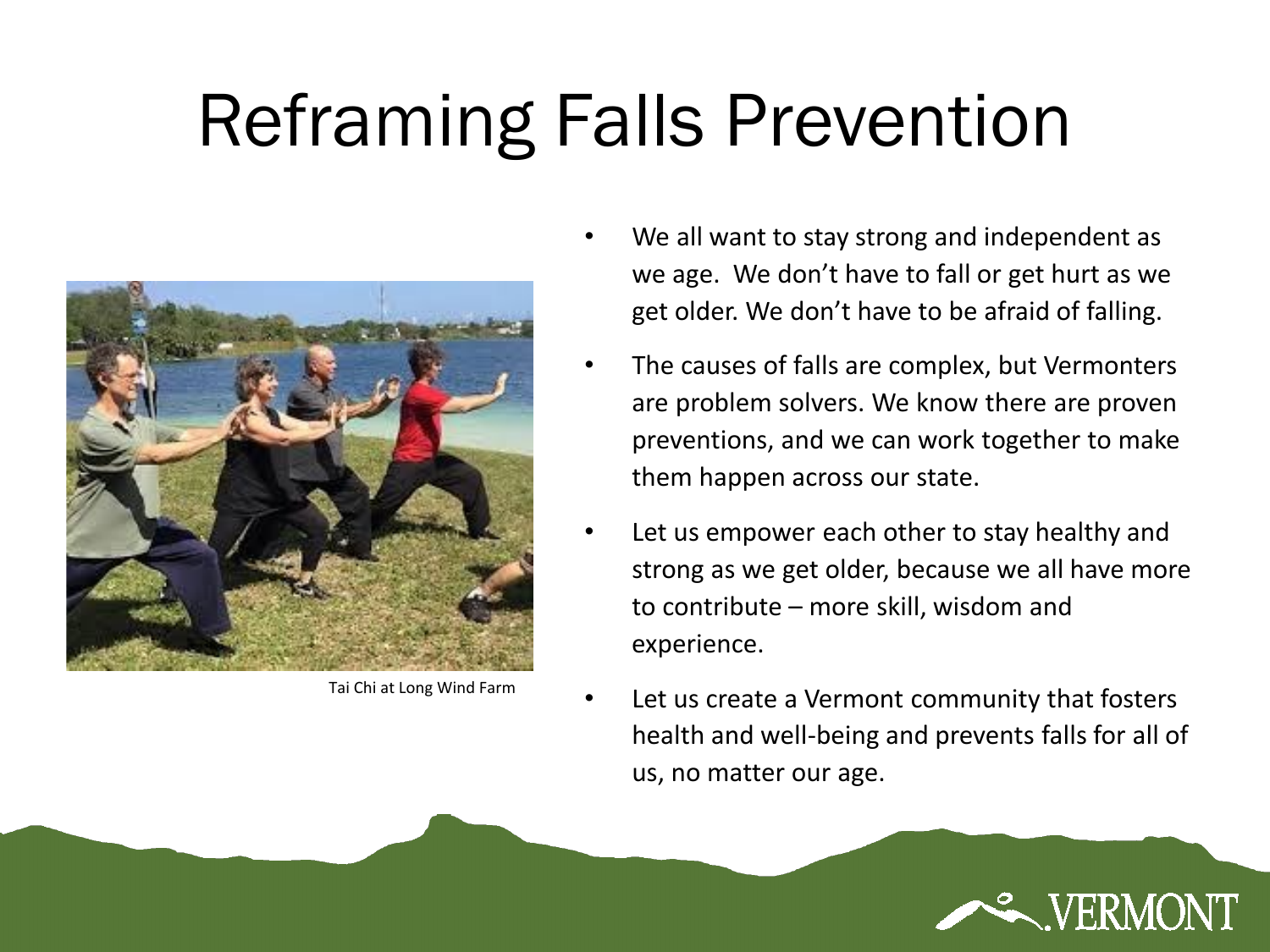# Reframing Falls Prevention

Tai Chi at Long Wind Farm

- We all want to stay strong and independent as we age. We don't have to fall or get hurt as we get older. We don't have to be afraid of falling.
- The causes of falls are complex, but Vermonters are problem solvers. We know there are proven preventions, and we can work together to make them happen across our state.
- Let us empower each other to stay healthy and strong as we get older, because we all have more to contribute – more skill, wisdom and experience.
- Let us create a Vermont community that fosters health and well-being and prevents falls for all of us, no matter our age.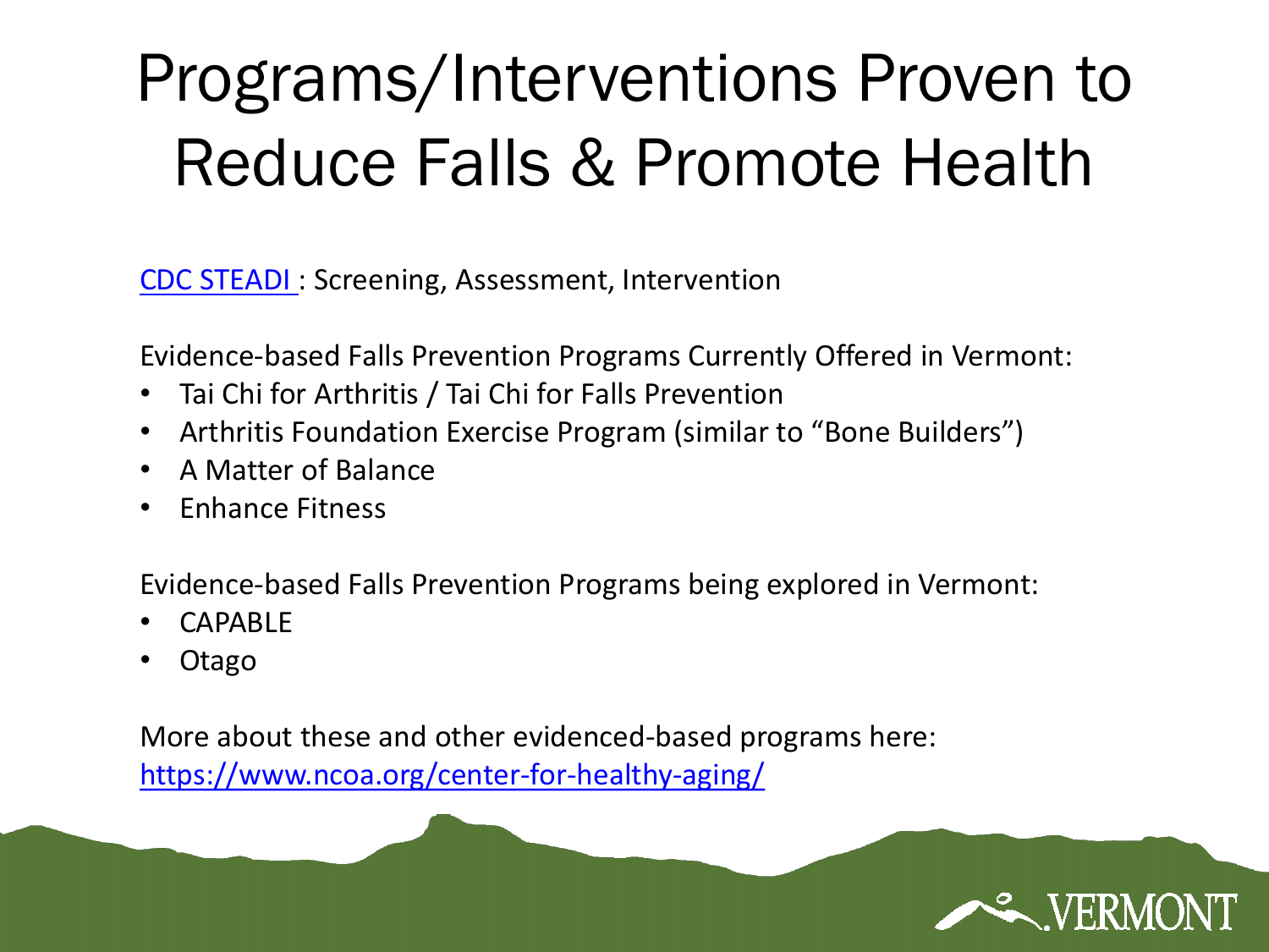# Programs/Interventions Proven to Reduce Falls & Promote Health

[CDC STEADI](#) : Screening, Assessment, Intervention

Evidence-based Falls Prevention Programs Currently Offered in Vermont:

- Tai Chi for Arthritis / Tai Chi for Falls Prevention
- Arthritis Foundation Exercise Program (similar to "Bone Builders")
- A Matter of Balance
- Enhance Fitness

Evidence-based Falls Prevention Programs being explored in Vermont:

- CAPABLE
- Otago

More about these and other evidenced-based programs here:
[https://www.ncoa.org/center-for-healthy-aging/](https://www.ncoa.org/center-for-healthy-aging/)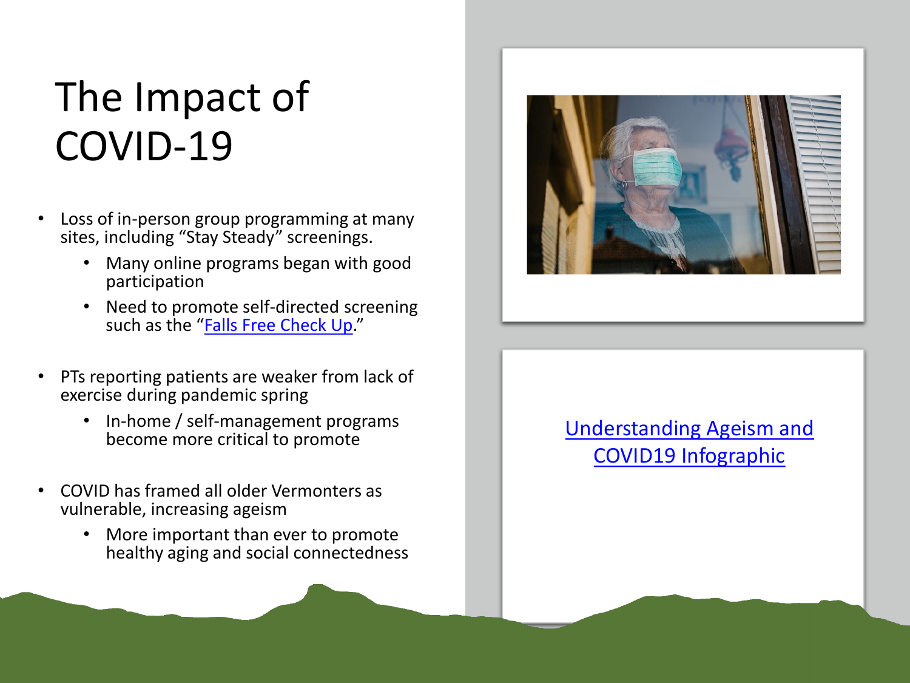# The Impact of COVID-19

- Loss of in-person group programming at many sites, including "Stay Steady" screenings.
  - Many online programs began with good participation
  - Need to promote self-directed screening such as the "Falls Free Check Up."
- PTs reporting patients are weaker from lack of exercise during pandemic spring
  - In-home / self-management programs become more critical to promote
- COVID has framed all older Vermonters as vulnerable, increasing ageism
  - More important than ever to promote healthy aging and social connectedness

Understanding Ageism and COVID19 Infographic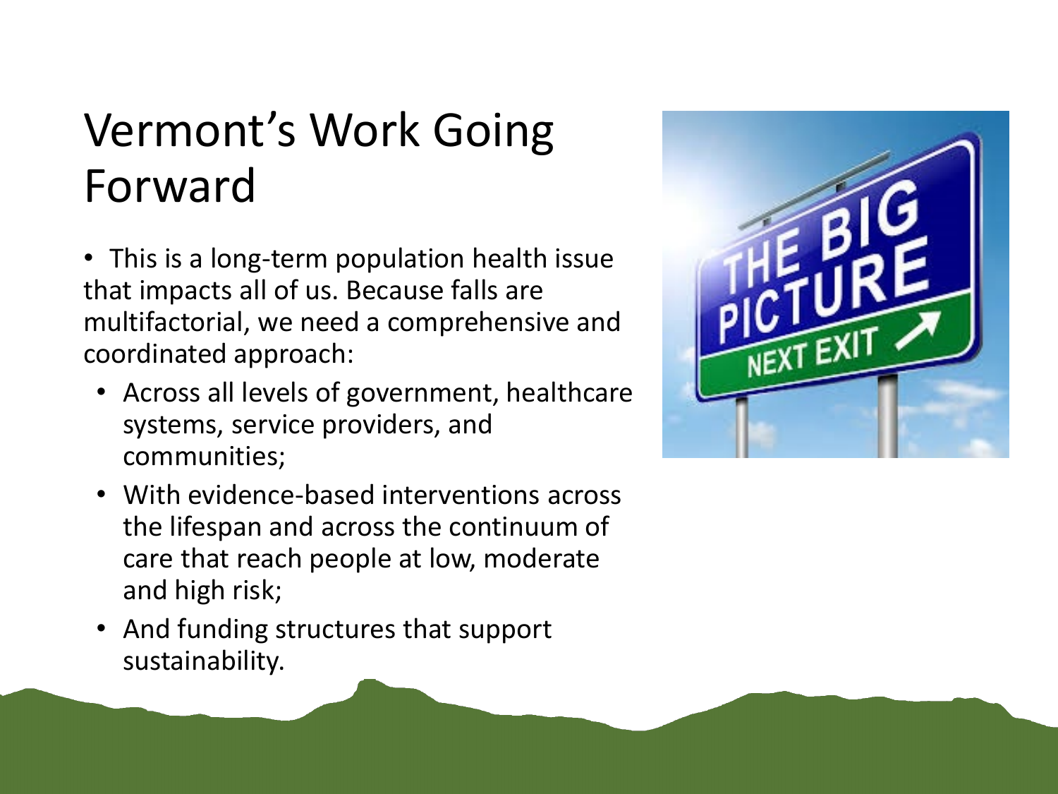# Vermont's Work Going Forward

- This is a long-term population health issue that impacts all of us. Because falls are multifactorial, we need a comprehensive and coordinated approach:
  - Across all levels of government, healthcare systems, service providers, and communities;
  - With evidence-based interventions across the lifespan and across the continuum of care that reach people at low, moderate and high risk;
  - And funding structures that support sustainability.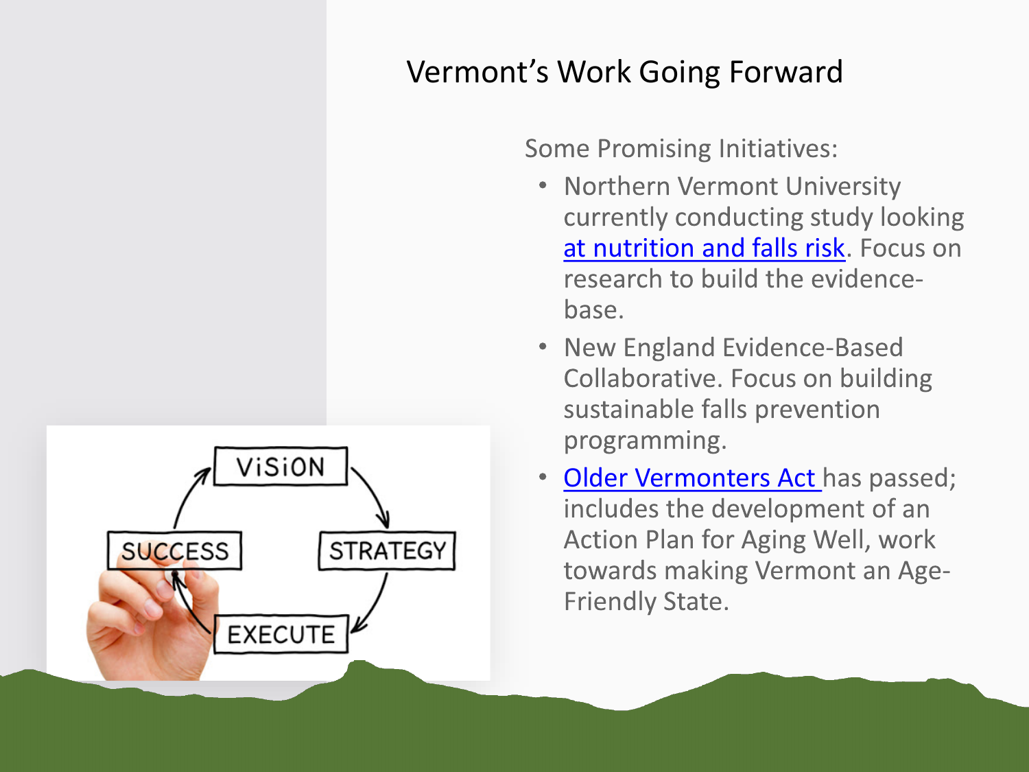# Vermont's Work Going Forward

Some Promising Initiatives:

- Northern Vermont University currently conducting study looking at nutrition and falls risk. Focus on research to build the evidence-base.
- New England Evidence-Based Collaborative. Focus on building sustainable falls prevention programming.
- Older Vermonters Act has passed; includes the development of an Action Plan for Aging Well, work towards making Vermont an Age-Friendly State.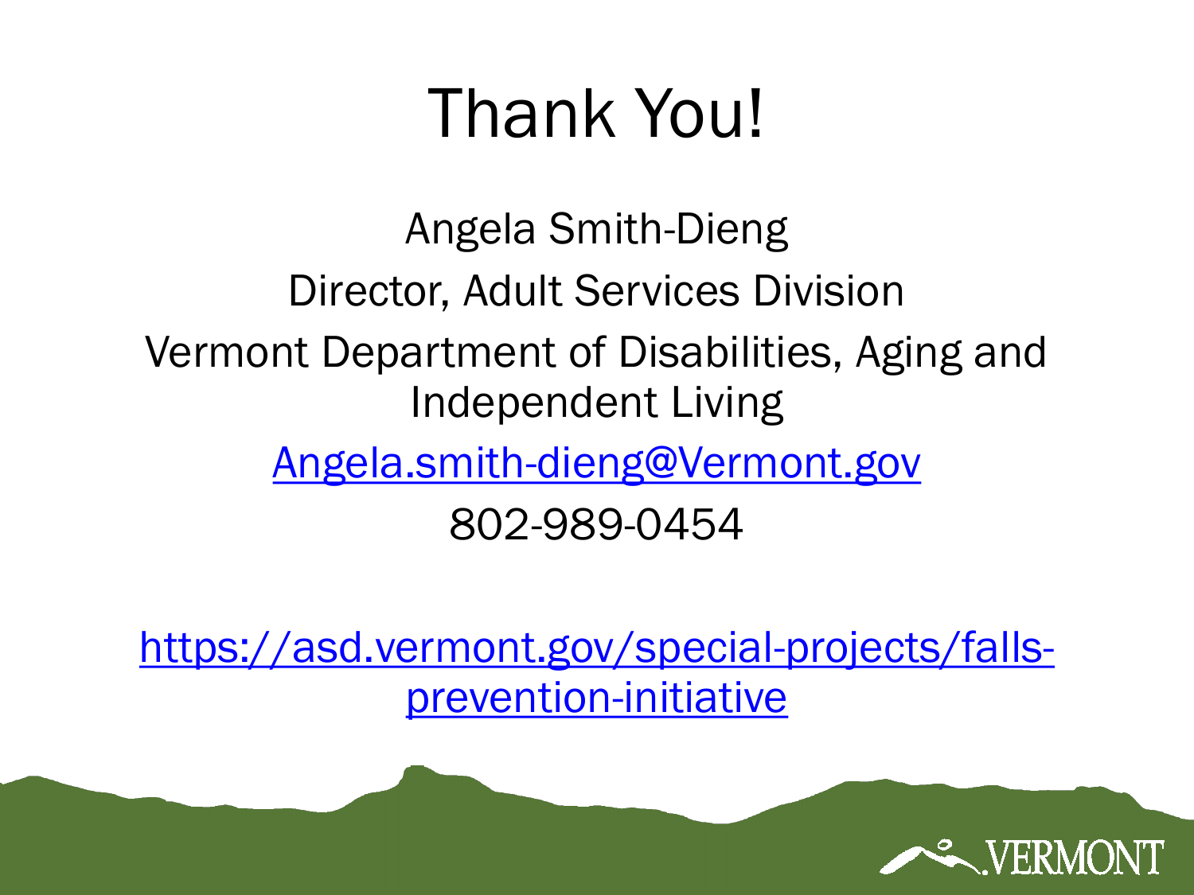# Thank You!

Angela Smith-Dieng

Director, Adult Services Division

Vermont Department of Disabilities, Aging and Independent Living

Angela.smith-dieng@Vermont.gov

802-989-0454

https://asd.vermont.gov/special-projects/falls-prevention-initiative

VERMONT